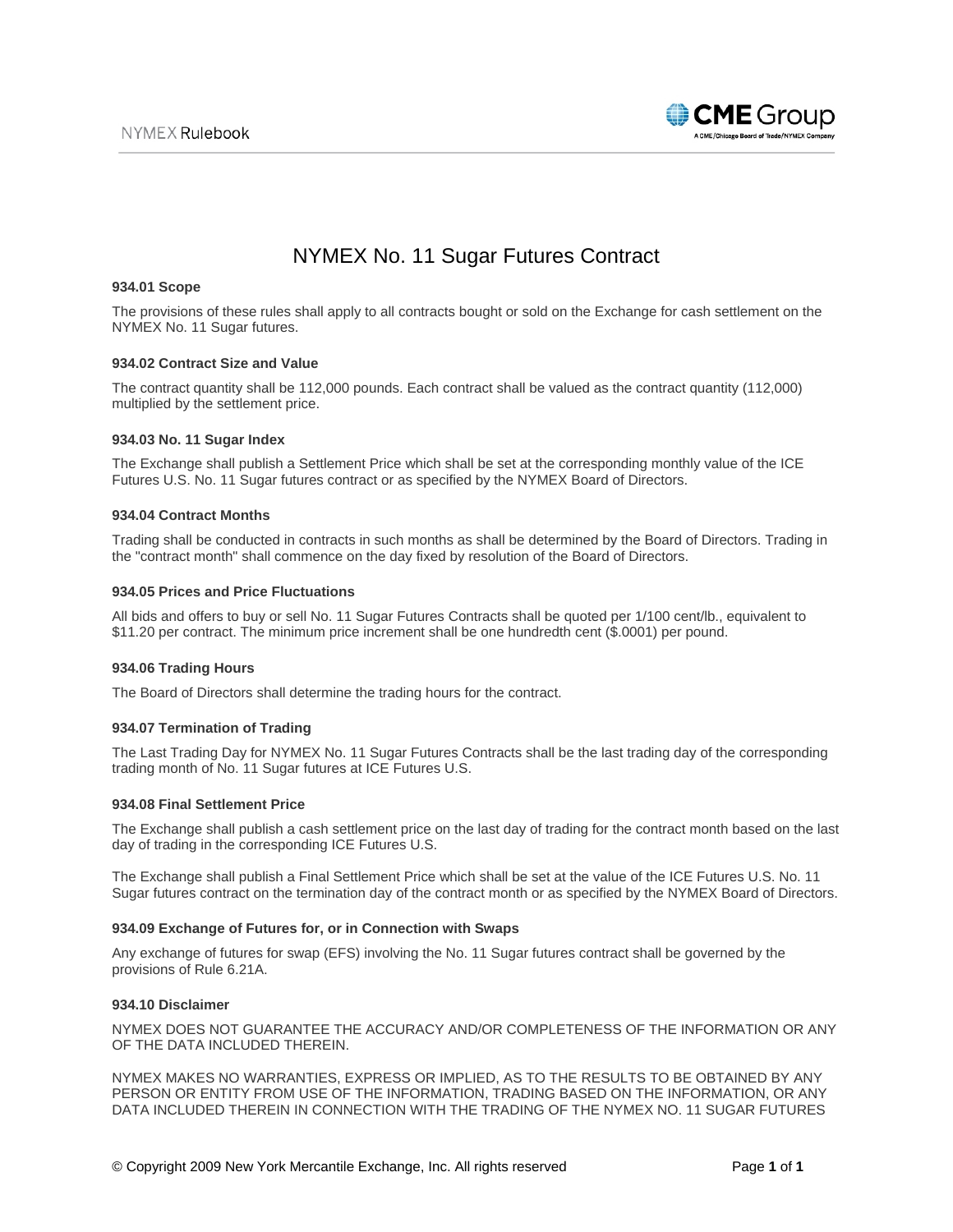# NYMEX No. 11 Sugar Futures Contract

### 934.01 Scope

The provisions of these rules shall apply to all contracts bought or sold on the Exchange for cash settlement on the NYMEX No. 11 Sugar futures.

### 934.02 Contract Size and Value

The contract quantity shall be 112,000 pounds. Each contract shall be valued as the contract quantity (112,000) multiplied by the settlement price.

### 934.03 No. 11 Sugar Index

The Exchange shall publish a Settlement Price which shall be set at the corresponding monthly value of the ICE Futures U.S. No. 11 Sugar futures contract or as specified by the NYMEX Board of Directors.

### 934.04 Contract Months

Trading shall be conducted in contracts in such months as shall be determined by the Board of Directors. Trading in the "contract month" shall commence on the day fixed by resolution of the Board of Directors.

### 934.05 Prices and Price Fluctuations

All bids and offers to buy or sell No. 11 Sugar Futures Contracts shall be quoted per 1/100 cent/lb., equivalent to $11.20 per contract. The minimum price increment shall be one hundredth cent ($.0001) per pound.

### 934.06 Trading Hours

The Board of Directors shall determine the trading hours for the contract.

### 934.07 Termination of Trading

The Last Trading Day for NYMEX No. 11 Sugar Futures Contracts shall be the last trading day of the corresponding trading month of No. 11 Sugar futures at ICE Futures U.S.

### 934.08 Final Settlement Price

The Exchange shall publish a cash settlement price on the last day of trading for the contract month based on the last day of trading in the corresponding ICE Futures U.S.

The Exchange shall publish a Final Settlement Price which shall be set at the value of the ICE Futures U.S. No. 11 Sugar futures contract on the termination day of the contract month or as specified by the NYMEX Board of Directors.

### 934.09 Exchange of Futures for, or in Connection with Swaps

Any exchange of futures for swap (EFS) involving the No. 11 Sugar futures contract shall be governed by the provisions of Rule 6.21A.

### 934.10 Disclaimer

NYMEX DOES NOT GUARANTEE THE ACCURACY AND/OR COMPLETENESS OF THE INFORMATION OR ANY OF THE DATA INCLUDED THEREIN.

NYMEX MAKES NO WARRANTIES, EXPRESS OR IMPLIED, AS TO THE RESULTS TO BE OBTAINED BY ANY PERSON OR ENTITY FROM USE OF THE INFORMATION, TRADING BASED ON THE INFORMATION, OR ANY DATA INCLUDED THEREIN IN CONNECTION WITH THE TRADING OF THE NYMEX NO. 11 SUGAR FUTURES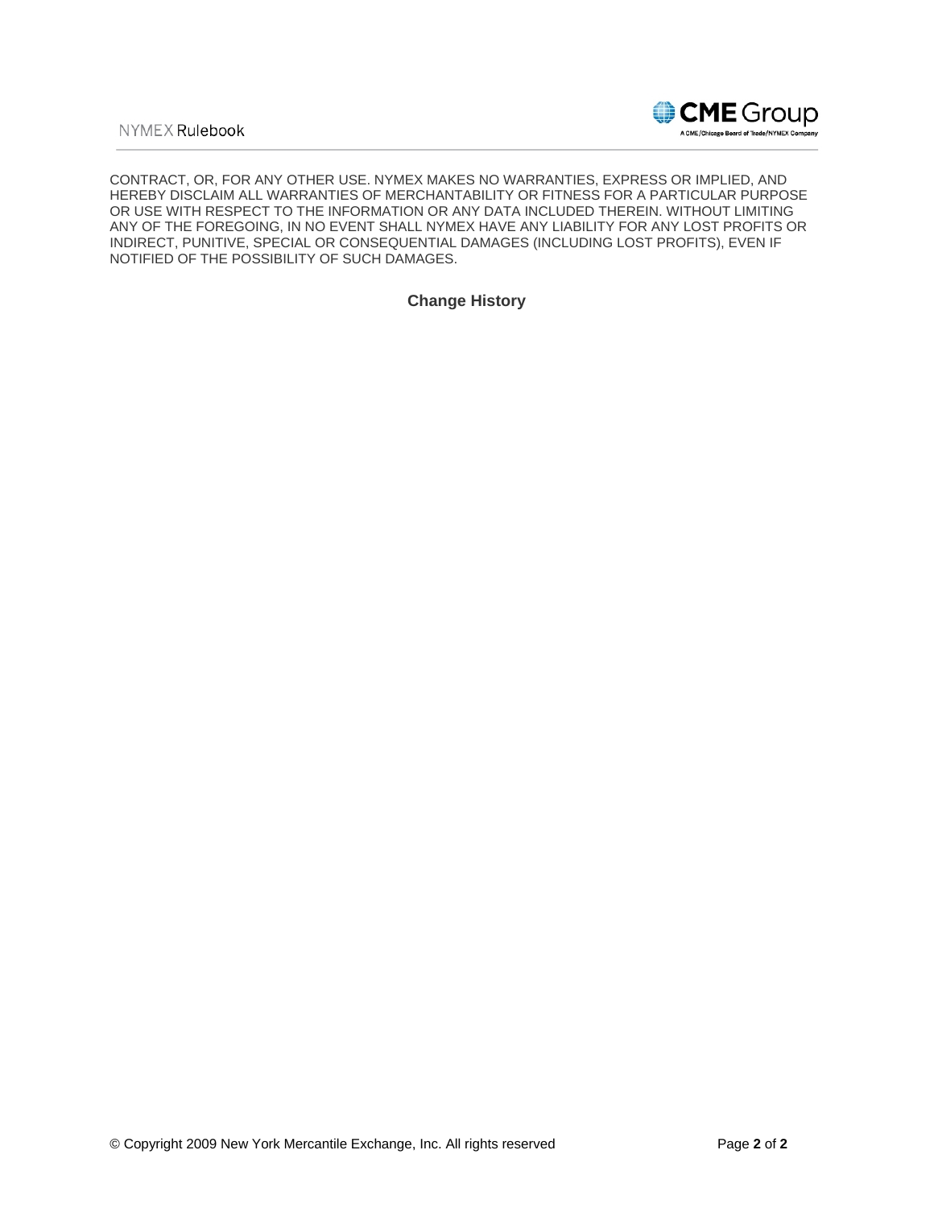CONTRACT, OR, FOR ANY OTHER USE. NYMEX MAKES NO WARRANTIES, EXPRESS OR IMPLIED, AND HEREBY DISCLAIM ALL WARRANTIES OF MERCHANTABILITY OR FITNESS FOR A PARTICULAR PURPOSE OR USE WITH RESPECT TO THE INFORMATION OR ANY DATA INCLUDED THEREIN. WITHOUT LIMITING ANY OF THE FOREGOING, IN NO EVENT SHALL NYMEX HAVE ANY LIABILITY FOR ANY LOST PROFITS OR INDIRECT, PUNITIVE, SPECIAL OR CONSEQUENTIAL DAMAGES (INCLUDING LOST PROFITS), EVEN IF NOTIFIED OF THE POSSIBILITY OF SUCH DAMAGES.

## Change History